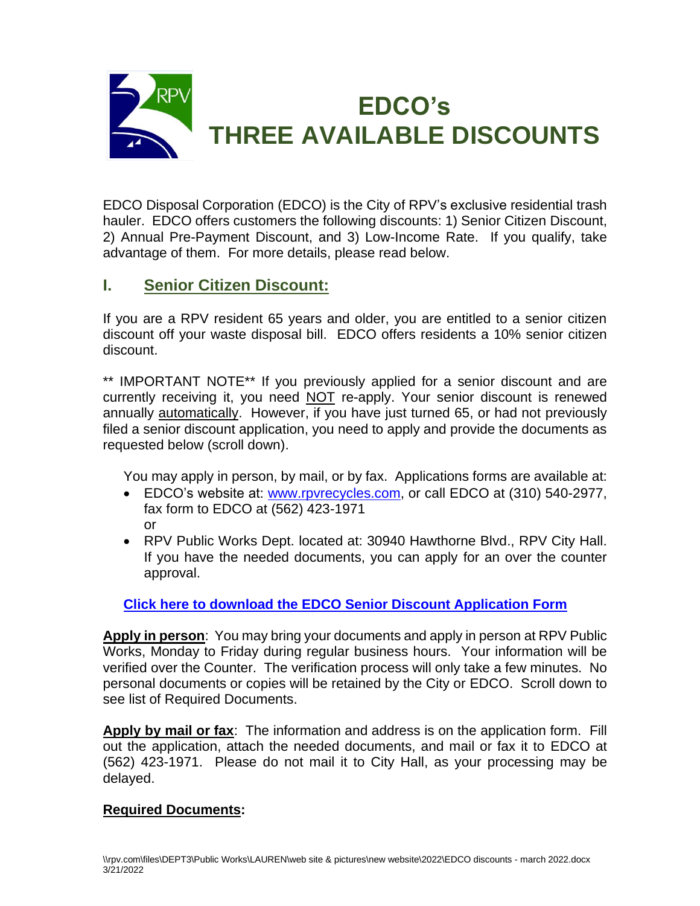# EDCO's THREE AVAILABLE DISCOUNTS

EDCO Disposal Corporation (EDCO) is the City of RPV's exclusive residential trash hauler. EDCO offers customers the following discounts: 1) Senior Citizen Discount, 2) Annual Pre-Payment Discount, and 3) Low-Income Rate. If you qualify, take advantage of them. For more details, please read below.

## I. Senior Citizen Discount:

If you are a RPV resident 65 years and older, you are entitled to a senior citizen discount off your waste disposal bill. EDCO offers residents a 10% senior citizen discount.

** IMPORTANT NOTE** If you previously applied for a senior discount and are currently receiving it, you need NOT re-apply. Your senior discount is renewed annually automatically. However, if you have just turned 65, or had not previously filed a senior discount application, you need to apply and provide the documents as requested below (scroll down).

You may apply in person, by mail, or by fax. Applications forms are available at:

- EDCO's website at: www.rpvrecycles.com, or call EDCO at (310) 540-2977, fax form to EDCO at (562) 423-1971
  or
- RPV Public Works Dept. located at: 30940 Hawthorne Blvd., RPV City Hall. If you have the needed documents, you can apply for an over the counter approval.

**Click here to download the EDCO Senior Discount Application Form**

**Apply in person**: You may bring your documents and apply in person at RPV Public Works, Monday to Friday during regular business hours. Your information will be verified over the Counter. The verification process will only take a few minutes. No personal documents or copies will be retained by the City or EDCO. Scroll down to see list of Required Documents.

**Apply by mail or fax**: The information and address is on the application form. Fill out the application, attach the needed documents, and mail or fax it to EDCO at (562) 423-1971. Please do not mail it to City Hall, as your processing may be delayed.

**Required Documents:**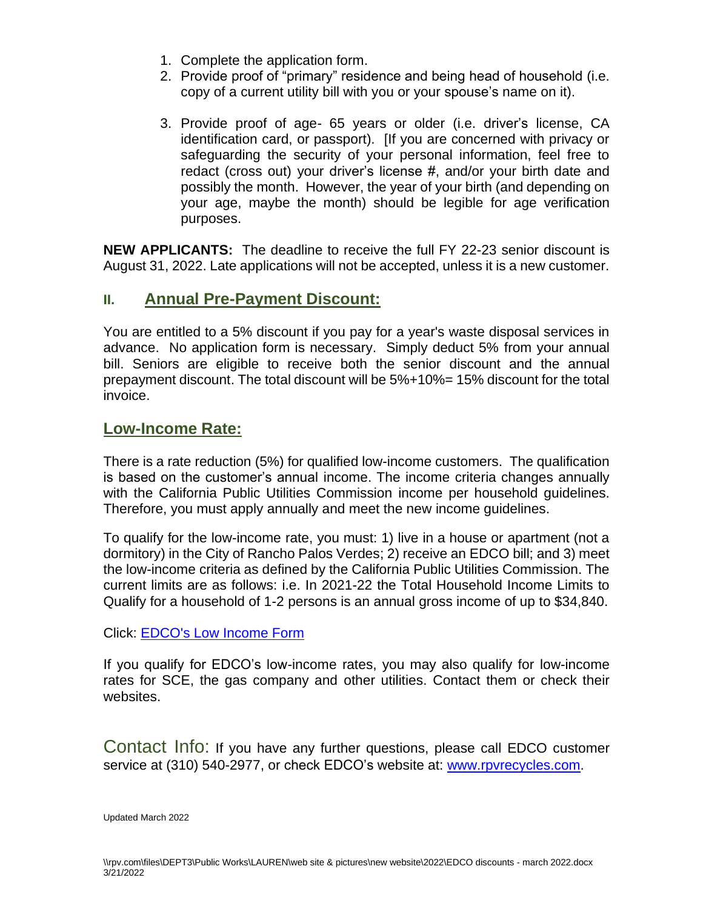1. Complete the application form.
2. Provide proof of "primary" residence and being head of household (i.e. copy of a current utility bill with you or your spouse's name on it).

3. Provide proof of age- 65 years or older (i.e. driver's license, CA identification card, or passport). [If you are concerned with privacy or safeguarding the security of your personal information, feel free to redact (cross out) your driver's license #, and/or your birth date and possibly the month. However, the year of your birth (and depending on your age, maybe the month) should be legible for age verification purposes.

**NEW APPLICANTS:** The deadline to receive the full FY 22-23 senior discount is August 31, 2022. Late applications will not be accepted, unless it is a new customer.

## II. Annual Pre-Payment Discount:

You are entitled to a 5% discount if you pay for a year's waste disposal services in advance. No application form is necessary. Simply deduct 5% from your annual bill. Seniors are eligible to receive both the senior discount and the annual prepayment discount. The total discount will be 5%+10%= 15% discount for the total invoice.

## Low-Income Rate:

There is a rate reduction (5%) for qualified low-income customers. The qualification is based on the customer's annual income. The income criteria changes annually with the California Public Utilities Commission income per household guidelines. Therefore, you must apply annually and meet the new income guidelines.

To qualify for the low-income rate, you must: 1) live in a house or apartment (not a dormitory) in the City of Rancho Palos Verdes; 2) receive an EDCO bill; and 3) meet the low-income criteria as defined by the California Public Utilities Commission. The current limits are as follows: i.e. In 2021-22 the Total Household Income Limits to Qualify for a household of 1-2 persons is an annual gross income of up to $34,840.

Click: EDCO's Low Income Form

If you qualify for EDCO's low-income rates, you may also qualify for low-income rates for SCE, the gas company and other utilities. Contact them or check their websites.

Contact Info: If you have any further questions, please call EDCO customer service at (310) 540-2977, or check EDCO's website at: www.rpvrecycles.com.

Updated March 2022

\\rpv.com\files\DEPT3\Public Works\LAUREN\web site & pictures\new website\2022\EDCO discounts - march 2022.docx
3/21/2022